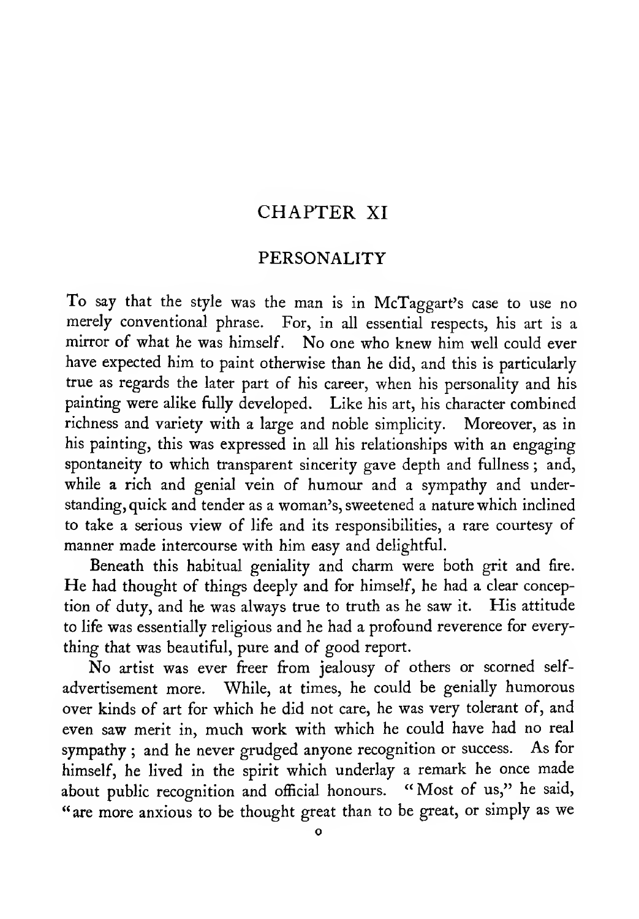# CHAPTER XI

## PERSONALITY

To say that the style was the man is in McTaggart's case to use no merely conventional phrase. For, in all essential respects, his art is a mirror of what he was himself. No one who knew him well could ever have expected him to paint otherwise than he did, and this is particularly true as regards the later part of his career, when his personality and his painting were alike fully developed. Like his art, his character combined richness and variety with a large and noble simplicity. Moreover, as in his painting, this was expressed in all his relationships with an engaging spontaneity to which transparent sincerity gave depth and fullness; and, while a rich and genial vein of humour and a sympathy and understanding, quick and tender as a woman's, sweetened a nature which inclined to take a serious view of life and its responsibilities, a rare courtesy of manner made intercourse with him easy and delightful.

Beneath this habitual geniality and charm were both grit and fire. He had thought of things deeply and for himself, he had a clear conception of duty, and he was always true to truth as he saw it. His attitude to life was essentially religious and he had a profound reverence for everything that was beautiful, pure and of good report.

No artist was ever freer from jealousy of others or scorned self-advertisement more. While, at times, he could be genially humorous over kinds of art for which he did not care, he was very tolerant of, and even saw merit in, much work with which he could have had no real sympathy; and he never grudged anyone recognition or success. As for himself, he lived in the spirit which underlay a remark he once made about public recognition and official honours. "Most of us," he said, "are more anxious to be thought great than to be great, or simply as we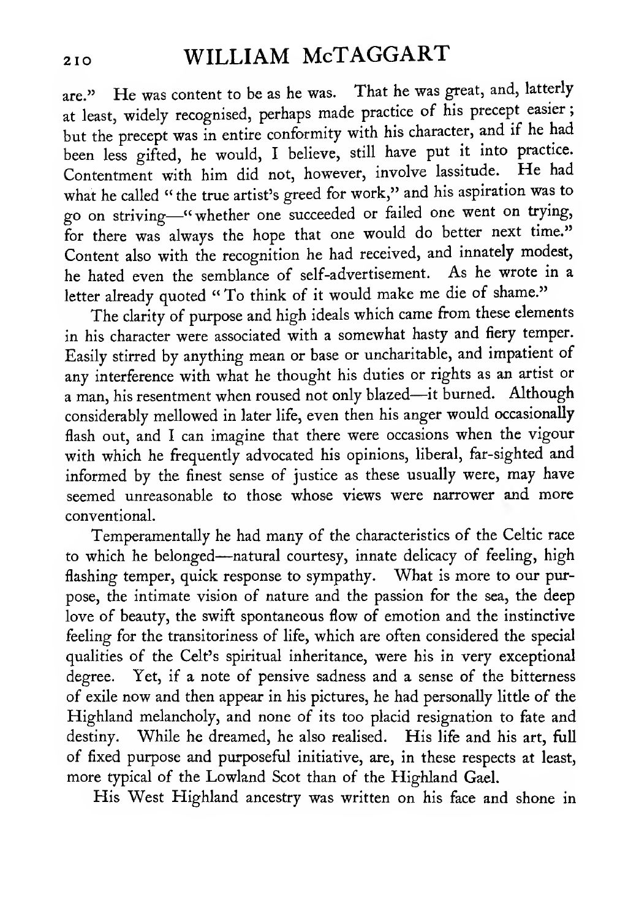are." He was content to be as he was. That he was great, and, latterly at least, widely recognised, perhaps made practice of his precept easier; but the precept was in entire conformity with his character, and if he had been less gifted, he would, I believe, still have put it into practice. Contentment with him did not, however, involve lassitude. He had what he called "the true artist's greed for work," and his aspiration was to go on striving—"whether one succeeded or failed one went on trying, for there was always the hope that one would do better next time." Content also with the recognition he had received, and innately modest, he hated even the semblance of self-advertisement. As he wrote in a letter already quoted "To think of it would make me die of shame."

The clarity of purpose and high ideals which came from these elements in his character were associated with a somewhat hasty and fiery temper. Easily stirred by anything mean or base or uncharitable, and impatient of any interference with what he thought his duties or rights as an artist or a man, his resentment when roused not only blazed—it burned. Although considerably mellowed in later life, even then his anger would occasionally flash out, and I can imagine that there were occasions when the vigour with which he frequently advocated his opinions, liberal, far-sighted and informed by the finest sense of justice as these usually were, may have seemed unreasonable to those whose views were narrower and more conventional.

Temperamentally he had many of the characteristics of the Celtic race to which he belonged—natural courtesy, innate delicacy of feeling, high flashing temper, quick response to sympathy. What is more to our purpose, the intimate vision of nature and the passion for the sea, the deep love of beauty, the swift spontaneous flow of emotion and the instinctive feeling for the transitoriness of life, which are often considered the special qualities of the Celt's spiritual inheritance, were his in very exceptional degree. Yet, if a note of pensive sadness and a sense of the bitterness of exile now and then appear in his pictures, he had personally little of the Highland melancholy, and none of its too placid resignation to fate and destiny. While he dreamed, he also realised. His life and his art, full of fixed purpose and purposeful initiative, are, in these respects at least, more typical of the Lowland Scot than of the Highland Gael.

His West Highland ancestry was written on his face and shone in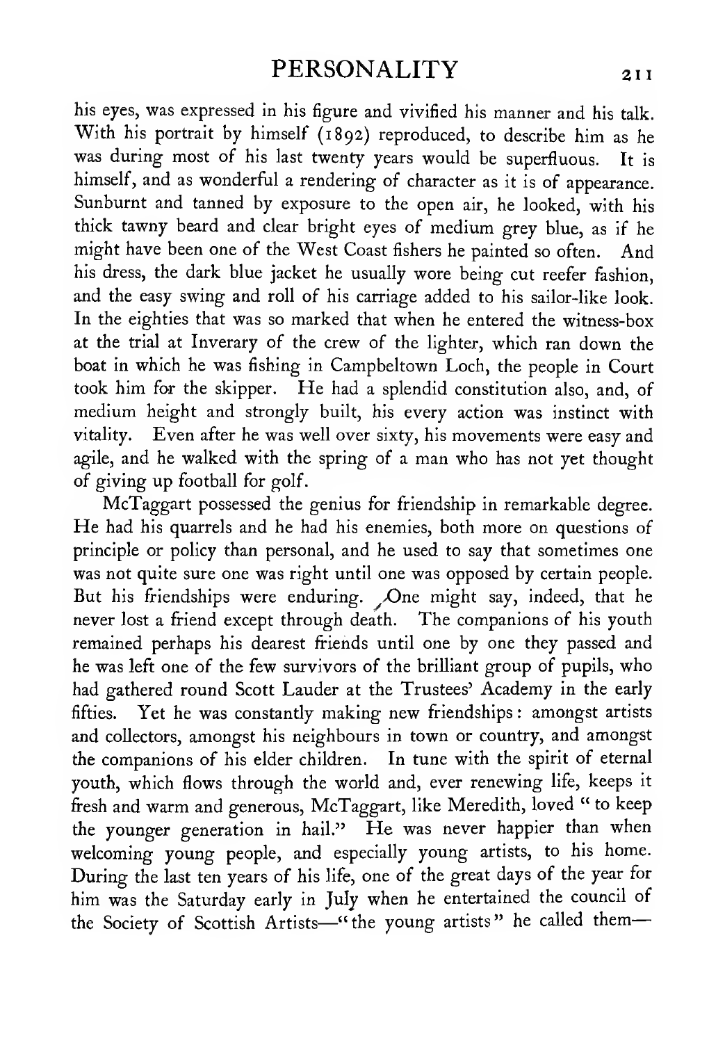his eyes, was expressed in his figure and vivified his manner and his talk. With his portrait by himself (1892) reproduced, to describe him as he was during most of his last twenty years would be superfluous. It is himself, and as wonderful a rendering of character as it is of appearance. Sunburnt and tanned by exposure to the open air, he looked, with his thick tawny beard and clear bright eyes of medium grey blue, as if he might have been one of the West Coast fishers he painted so often. And his dress, the dark blue jacket he usually wore being cut reefer fashion, and the easy swing and roll of his carriage added to his sailor-like look. In the eighties that was so marked that when he entered the witness-box at the trial at Inverary of the crew of the lighter, which ran down the boat in which he was fishing in Campbeltown Loch, the people in Court took him for the skipper. He had a splendid constitution also, and, of medium height and strongly built, his every action was instinct with vitality. Even after he was well over sixty, his movements were easy and agile, and he walked with the spring of a man who has not yet thought of giving up football for golf.

McTaggart possessed the genius for friendship in remarkable degree. He had his quarrels and he had his enemies, both more on questions of principle or policy than personal, and he used to say that sometimes one was not quite sure one was right until one was opposed by certain people. But his friendships were enduring. One might say, indeed, that he never lost a friend except through death. The companions of his youth remained perhaps his dearest friends until one by one they passed and he was left one of the few survivors of the brilliant group of pupils, who had gathered round Scott Lauder at the Trustees' Academy in the early fifties. Yet he was constantly making new friendships: amongst artists and collectors, amongst his neighbours in town or country, and amongst the companions of his elder children. In tune with the spirit of eternal youth, which flows through the world and, ever renewing life, keeps it fresh and warm and generous, McTaggart, like Meredith, loved "to keep the younger generation in hail." He was never happier than when welcoming young people, and especially young artists, to his home. During the last ten years of his life, one of the great days of the year for him was the Saturday early in July when he entertained the council of the Society of Scottish Artists—"the young artists" he called them—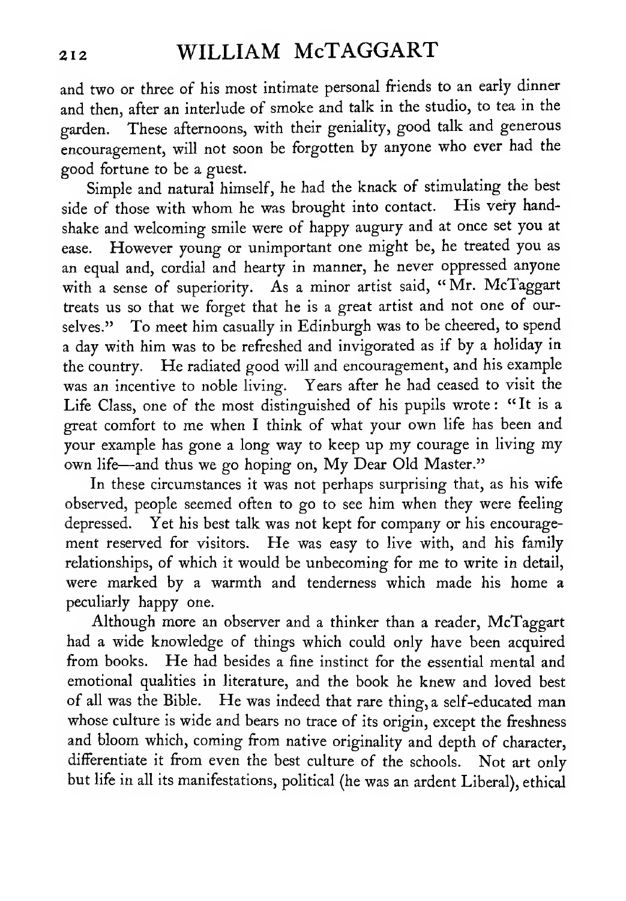and two or three of his most intimate personal friends to an early dinner and then, after an interlude of smoke and talk in the studio, to tea in the garden. These afternoons, with their geniality, good talk and generous encouragement, will not soon be forgotten by anyone who ever had the good fortune to be a guest.

Simple and natural himself, he had the knack of stimulating the best side of those with whom he was brought into contact. His very handshake and welcoming smile were of happy augury and at once set you at ease. However young or unimportant one might be, he treated you as an equal and, cordial and hearty in manner, he never oppressed anyone with a sense of superiority. As a minor artist said, "Mr. McTaggart treats us so that we forget that he is a great artist and not one of ourselves." To meet him casually in Edinburgh was to be cheered, to spend a day with him was to be refreshed and invigorated as if by a holiday in the country. He radiated good will and encouragement, and his example was an incentive to noble living. Years after he had ceased to visit the Life Class, one of the most distinguished of his pupils wrote: "It is a great comfort to me when I think of what your own life has been and your example has gone a long way to keep up my courage in living my own life—and thus we go hoping on, My Dear Old Master."

In these circumstances it was not perhaps surprising that, as his wife observed, people seemed often to go to see him when they were feeling depressed. Yet his best talk was not kept for company or his encouragement reserved for visitors. He was easy to live with, and his family relationships, of which it would be unbecoming for me to write in detail, were marked by a warmth and tenderness which made his home a peculiarly happy one.

Although more an observer and a thinker than a reader, McTaggart had a wide knowledge of things which could only have been acquired from books. He had besides a fine instinct for the essential mental and emotional qualities in literature, and the book he knew and loved best of all was the Bible. He was indeed that rare thing, a self-educated man whose culture is wide and bears no trace of its origin, except the freshness and bloom which, coming from native originality and depth of character, differentiate it from even the best culture of the schools. Not art only but life in all its manifestations, political (he was an ardent Liberal), ethical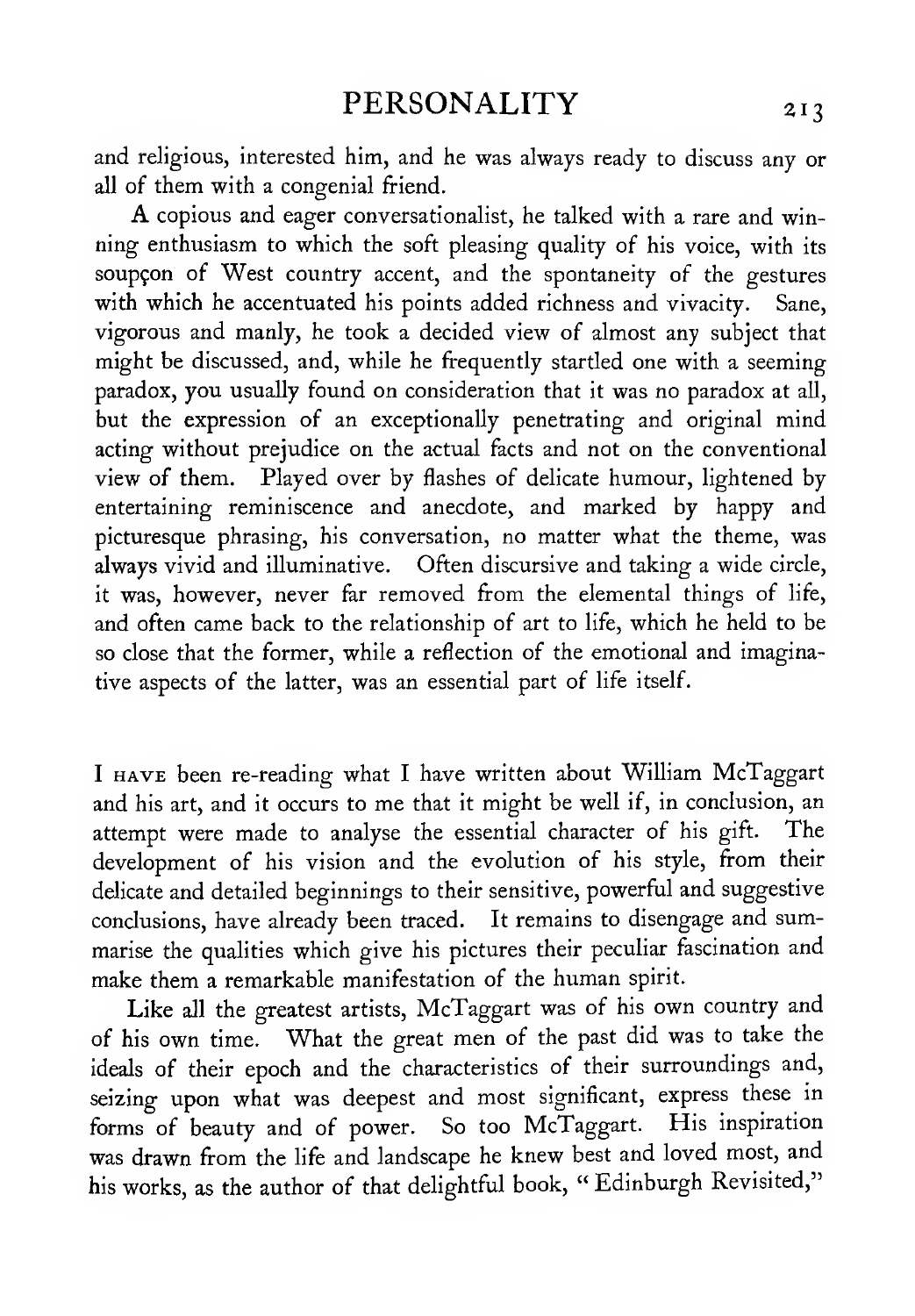and religious, interested him, and he was always ready to discuss any or all of them with a congenial friend.

A copious and eager conversationalist, he talked with a rare and winning enthusiasm to which the soft pleasing quality of his voice, with its soupçon of West country accent, and the spontaneity of the gestures with which he accentuated his points added richness and vivacity. Sane, vigorous and manly, he took a decided view of almost any subject that might be discussed, and, while he frequently startled one with a seeming paradox, you usually found on consideration that it was no paradox at all, but the expression of an exceptionally penetrating and original mind acting without prejudice on the actual facts and not on the conventional view of them. Played over by flashes of delicate humour, lightened by entertaining reminiscence and anecdote, and marked by happy and picturesque phrasing, his conversation, no matter what the theme, was always vivid and illuminative. Often discursive and taking a wide circle, it was, however, never far removed from the elemental things of life, and often came back to the relationship of art to life, which he held to be so close that the former, while a reflection of the emotional and imaginative aspects of the latter, was an essential part of life itself.

I HAVE been re-reading what I have written about William McTaggart and his art, and it occurs to me that it might be well if, in conclusion, an attempt were made to analyse the essential character of his gift. The development of his vision and the evolution of his style, from their delicate and detailed beginnings to their sensitive, powerful and suggestive conclusions, have already been traced. It remains to disengage and summarise the qualities which give his pictures their peculiar fascination and make them a remarkable manifestation of the human spirit.

Like all the greatest artists, McTaggart was of his own country and of his own time. What the great men of the past did was to take the ideals of their epoch and the characteristics of their surroundings and, seizing upon what was deepest and most significant, express these in forms of beauty and of power. So too McTaggart. His inspiration was drawn from the life and landscape he knew best and loved most, and his works, as the author of that delightful book, "Edinburgh Revisited,"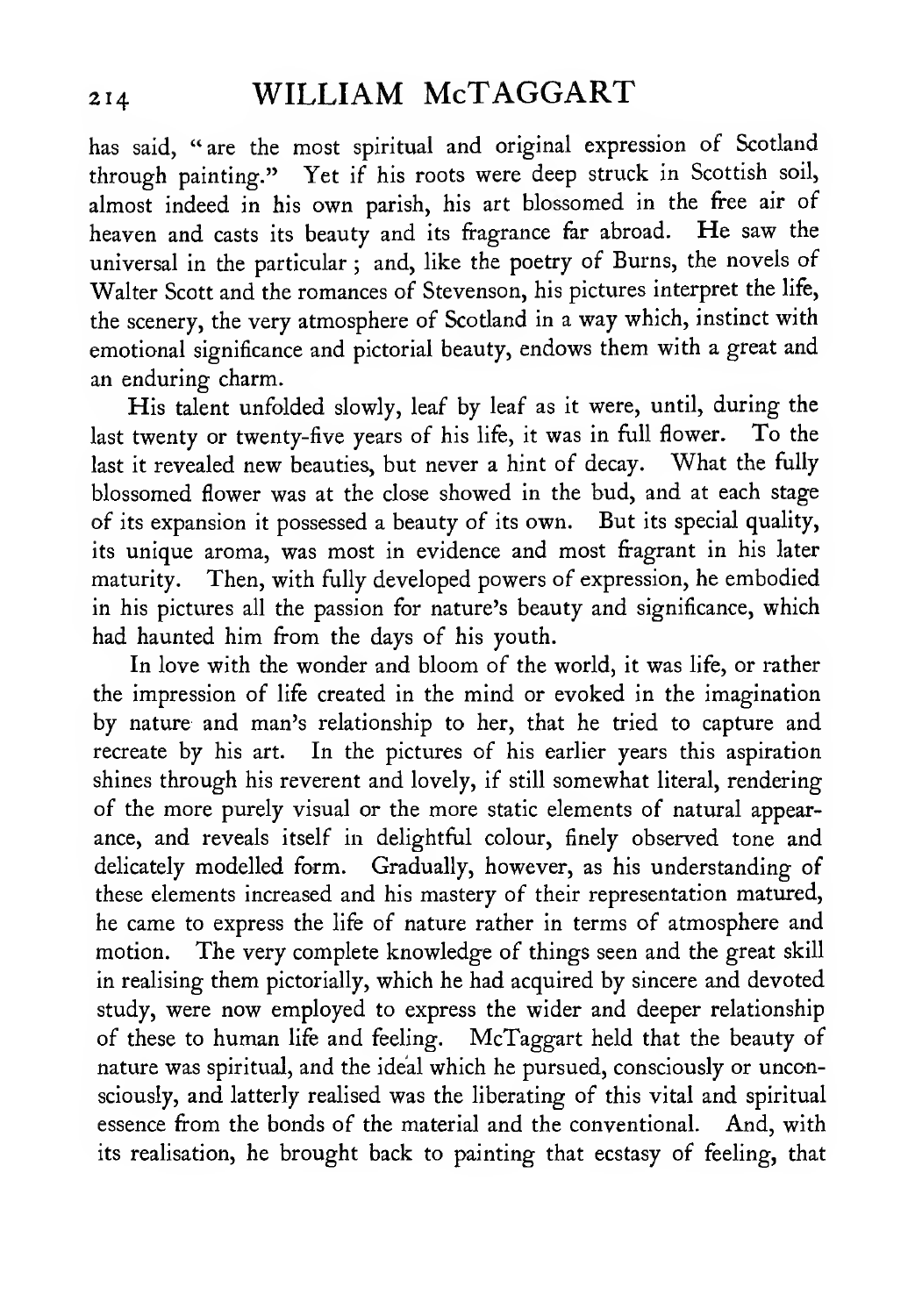has said, "are the most spiritual and original expression of Scotland through painting." Yet if his roots were deep struck in Scottish soil, almost indeed in his own parish, his art blossomed in the free air of heaven and casts its beauty and its fragrance far abroad. He saw the universal in the particular; and, like the poetry of Burns, the novels of Walter Scott and the romances of Stevenson, his pictures interpret the life, the scenery, the very atmosphere of Scotland in a way which, instinct with emotional significance and pictorial beauty, endows them with a great and an enduring charm.

His talent unfolded slowly, leaf by leaf as it were, until, during the last twenty or twenty-five years of his life, it was in full flower. To the last it revealed new beauties, but never a hint of decay. What the fully blossomed flower was at the close showed in the bud, and at each stage of its expansion it possessed a beauty of its own. But its special quality, its unique aroma, was most in evidence and most fragrant in his later maturity. Then, with fully developed powers of expression, he embodied in his pictures all the passion for nature's beauty and significance, which had haunted him from the days of his youth.

In love with the wonder and bloom of the world, it was life, or rather the impression of life created in the mind or evoked in the imagination by nature and man's relationship to her, that he tried to capture and recreate by his art. In the pictures of his earlier years this aspiration shines through his reverent and lovely, if still somewhat literal, rendering of the more purely visual or the more static elements of natural appearance, and reveals itself in delightful colour, finely observed tone and delicately modelled form. Gradually, however, as his understanding of these elements increased and his mastery of their representation matured, he came to express the life of nature rather in terms of atmosphere and motion. The very complete knowledge of things seen and the great skill in realising them pictorially, which he had acquired by sincere and devoted study, were now employed to express the wider and deeper relationship of these to human life and feeling. McTaggart held that the beauty of nature was spiritual, and the ideal which he pursued, consciously or unconsciously, and latterly realised was the liberating of this vital and spiritual essence from the bonds of the material and the conventional. And, with its realisation, he brought back to painting that ecstasy of feeling, that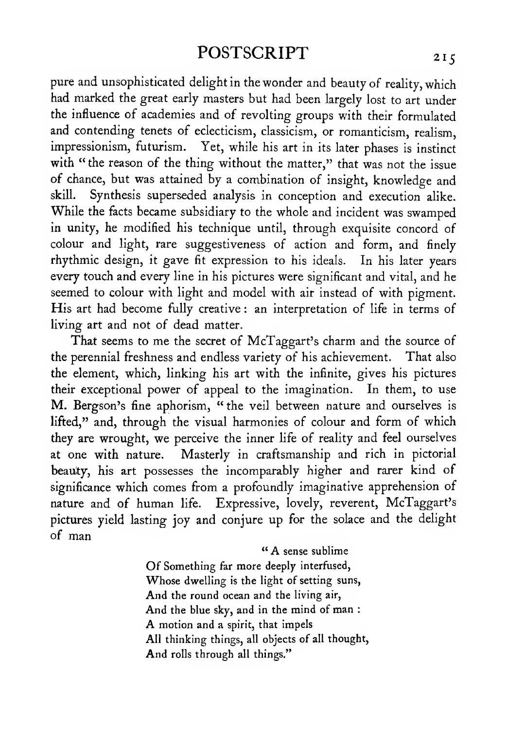pure and unsophisticated delight in the wonder and beauty of reality, which had marked the great early masters but had been largely lost to art under the influence of academies and of revolting groups with their formulated and contending tenets of eclecticism, classicism, or romanticism, realism, impressionism, futurism. Yet, while his art in its later phases is instinct with "the reason of the thing without the matter," that was not the issue of chance, but was attained by a combination of insight, knowledge and skill. Synthesis superseded analysis in conception and execution alike. While the facts became subsidiary to the whole and incident was swamped in unity, he modified his technique until, through exquisite concord of colour and light, rare suggestiveness of action and form, and finely rhythmic design, it gave fit expression to his ideals. In his later years every touch and every line in his pictures were significant and vital, and he seemed to colour with light and model with air instead of with pigment. His art had become fully creative: an interpretation of life in terms of living art and not of dead matter.

That seems to me the secret of McTaggart's charm and the source of the perennial freshness and endless variety of his achievement. That also the element, which, linking his art with the infinite, gives his pictures their exceptional power of appeal to the imagination. In them, to use M. Bergson's fine aphorism, "the veil between nature and ourselves is lifted," and, through the visual harmonies of colour and form of which they are wrought, we perceive the inner life of reality and feel ourselves at one with nature. Masterly in craftsmanship and rich in pictorial beauty, his art possesses the incomparably higher and rarer kind of significance which comes from a profoundly imaginative apprehension of nature and of human life. Expressive, lovely, reverent, McTaggart's pictures yield lasting joy and conjure up for the solace and the delight of man

> "A sense sublime
> Of Something far more deeply interfused,
> Whose dwelling is the light of setting suns,
> And the round ocean and the living air,
> And the blue sky, and in the mind of man:
> A motion and a spirit, that impels
> All thinking things, all objects of all thought,
> And rolls through all things."